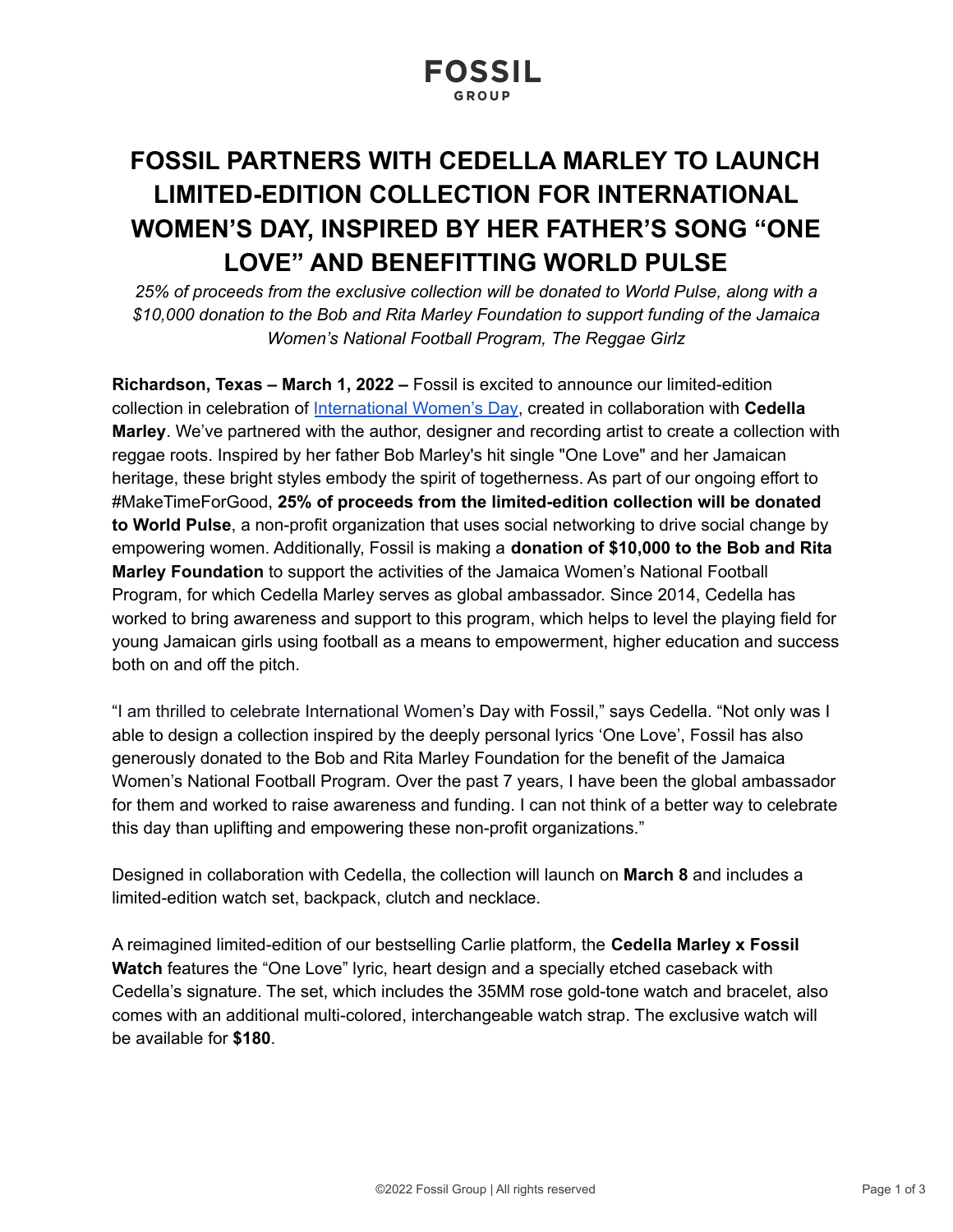FOSSIL
GROUP

# FOSSIL PARTNERS WITH CEDELLA MARLEY TO LAUNCH LIMITED-EDITION COLLECTION FOR INTERNATIONAL WOMEN'S DAY, INSPIRED BY HER FATHER'S SONG "ONE LOVE" AND BENEFITTING WORLD PULSE

*25% of proceeds from the exclusive collection will be donated to World Pulse, along with a $10,000 donation to the Bob and Rita Marley Foundation to support funding of the Jamaica Women's National Football Program, The Reggae Girlz*

**Richardson, Texas – March 1, 2022 –** Fossil is excited to announce our limited-edition collection in celebration of International Women's Day, created in collaboration with **Cedella Marley**. We've partnered with the author, designer and recording artist to create a collection with reggae roots. Inspired by her father Bob Marley's hit single "One Love" and her Jamaican heritage, these bright styles embody the spirit of togetherness. As part of our ongoing effort to #MakeTimeForGood, **25% of proceeds from the limited-edition collection will be donated to World Pulse**, a non-profit organization that uses social networking to drive social change by empowering women. Additionally, Fossil is making a **donation of $10,000 to the Bob and Rita Marley Foundation** to support the activities of the Jamaica Women's National Football Program, for which Cedella Marley serves as global ambassador. Since 2014, Cedella has worked to bring awareness and support to this program, which helps to level the playing field for young Jamaican girls using football as a means to empowerment, higher education and success both on and off the pitch.

"I am thrilled to celebrate International Women's Day with Fossil," says Cedella. "Not only was I able to design a collection inspired by the deeply personal lyrics 'One Love', Fossil has also generously donated to the Bob and Rita Marley Foundation for the benefit of the Jamaica Women's National Football Program. Over the past 7 years, I have been the global ambassador for them and worked to raise awareness and funding. I can not think of a better way to celebrate this day than uplifting and empowering these non-profit organizations."

Designed in collaboration with Cedella, the collection will launch on **March 8** and includes a limited-edition watch set, backpack, clutch and necklace.

A reimagined limited-edition of our bestselling Carlie platform, the **Cedella Marley x Fossil Watch** features the "One Love" lyric, heart design and a specially etched caseback with Cedella's signature. The set, which includes the 35MM rose gold-tone watch and bracelet, also comes with an additional multi-colored, interchangeable watch strap. The exclusive watch will be available for **$180**.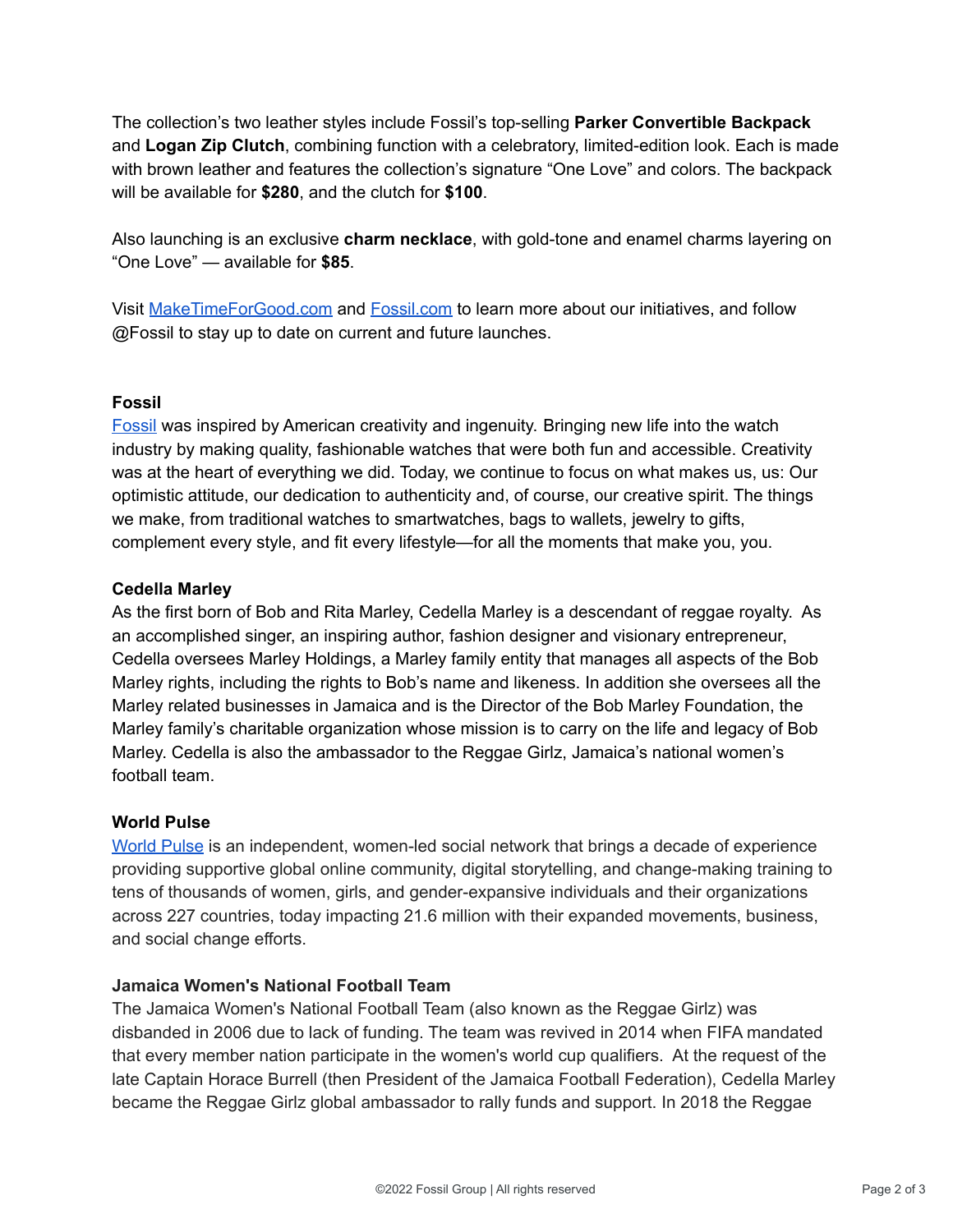The collection's two leather styles include Fossil's top-selling **Parker Convertible Backpack** and **Logan Zip Clutch**, combining function with a celebratory, limited-edition look. Each is made with brown leather and features the collection's signature "One Love" and colors. The backpack will be available for **$280**, and the clutch for **$100**.

Also launching is an exclusive **charm necklace**, with gold-tone and enamel charms layering on "One Love" — available for **$85**.

Visit [MakeTimeForGood.com](MakeTimeForGood.com) and [Fossil.com](Fossil.com) to learn more about our initiatives, and follow @Fossil to stay up to date on current and future launches.

**Fossil**

[Fossil](Fossil) was inspired by American creativity and ingenuity. Bringing new life into the watch industry by making quality, fashionable watches that were both fun and accessible. Creativity was at the heart of everything we did. Today, we continue to focus on what makes us, us: Our optimistic attitude, our dedication to authenticity and, of course, our creative spirit. The things we make, from traditional watches to smartwatches, bags to wallets, jewelry to gifts, complement every style, and fit every lifestyle—for all the moments that make you, you.

**Cedella Marley**

As the first born of Bob and Rita Marley, Cedella Marley is a descendant of reggae royalty. As an accomplished singer, an inspiring author, fashion designer and visionary entrepreneur, Cedella oversees Marley Holdings, a Marley family entity that manages all aspects of the Bob Marley rights, including the rights to Bob's name and likeness. In addition she oversees all the Marley related businesses in Jamaica and is the Director of the Bob Marley Foundation, the Marley family's charitable organization whose mission is to carry on the life and legacy of Bob Marley. Cedella is also the ambassador to the Reggae Girlz, Jamaica's national women's football team.

**World Pulse**

[World Pulse](World Pulse) is an independent, women-led social network that brings a decade of experience providing supportive global online community, digital storytelling, and change-making training to tens of thousands of women, girls, and gender-expansive individuals and their organizations across 227 countries, today impacting 21.6 million with their expanded movements, business, and social change efforts.

**Jamaica Women's National Football Team**

The Jamaica Women's National Football Team (also known as the Reggae Girlz) was disbanded in 2006 due to lack of funding. The team was revived in 2014 when FIFA mandated that every member nation participate in the women's world cup qualifiers. At the request of the late Captain Horace Burrell (then President of the Jamaica Football Federation), Cedella Marley became the Reggae Girlz global ambassador to rally funds and support. In 2018 the Reggae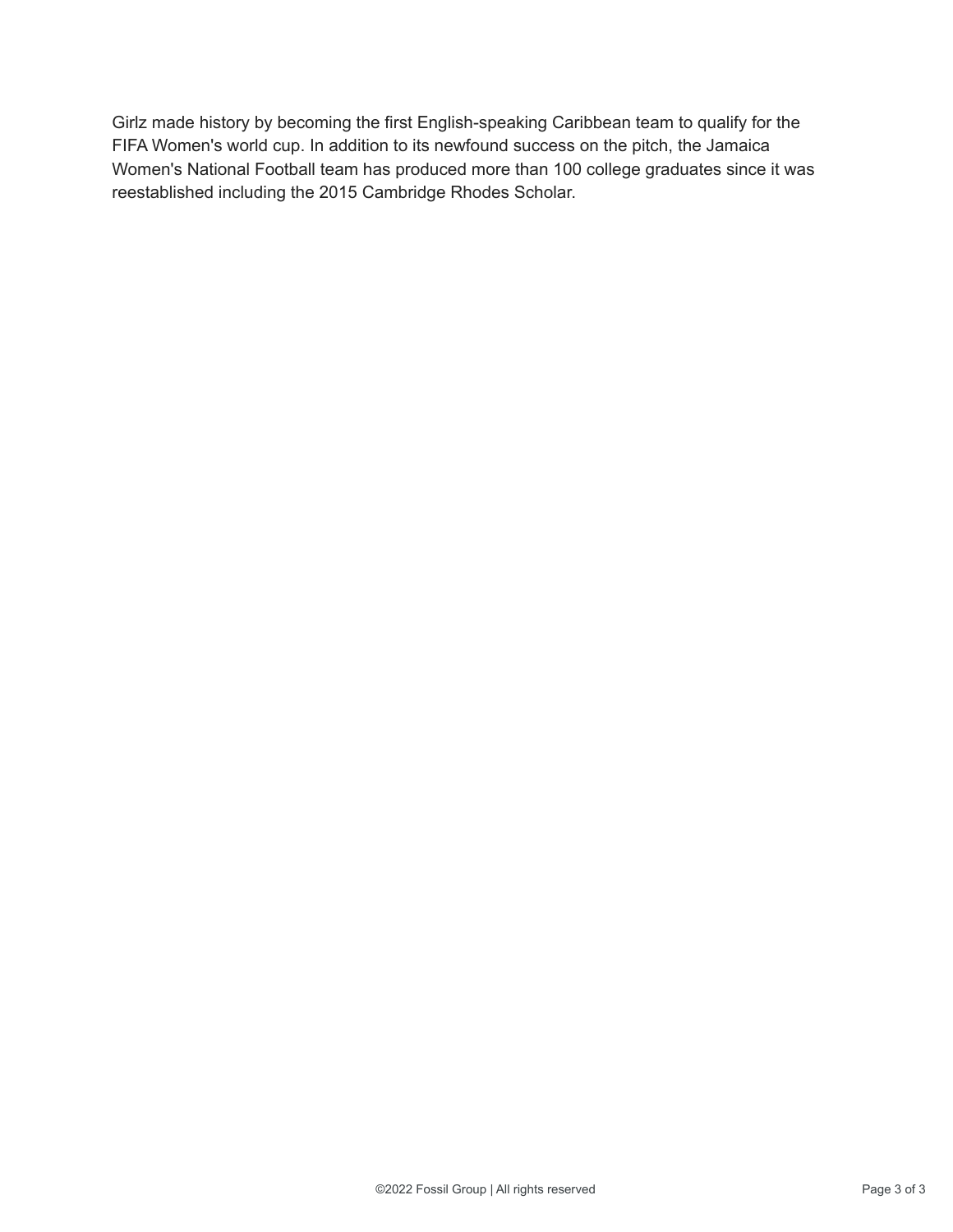Girlz made history by becoming the first English-speaking Caribbean team to qualify for the FIFA Women's world cup. In addition to its newfound success on the pitch, the Jamaica Women's National Football team has produced more than 100 college graduates since it was reestablished including the 2015 Cambridge Rhodes Scholar.